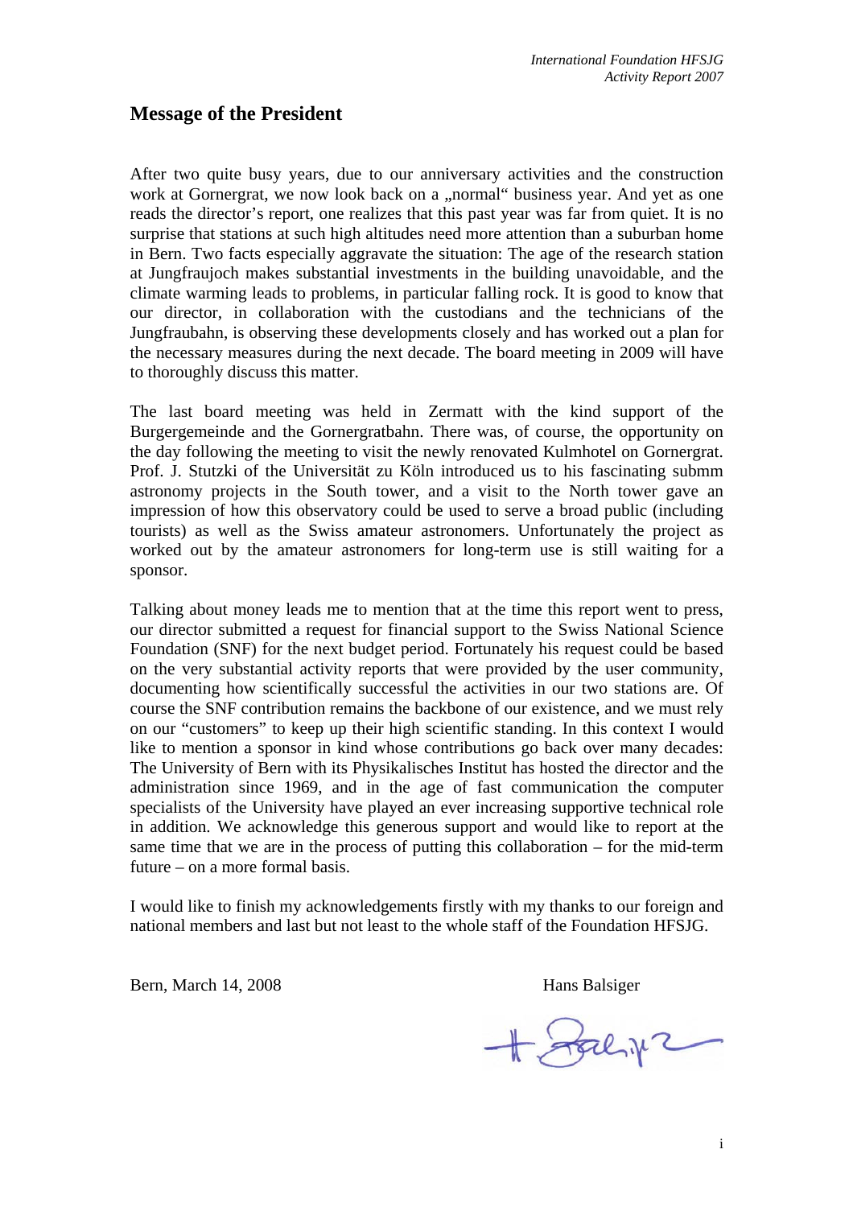## Message of the President

After two quite busy years, due to our anniversary activities and the construction work at Gornergrat, we now look back on a „normal“ business year. And yet as one reads the director’s report, one realizes that this past year was far from quiet. It is no surprise that stations at such high altitudes need more attention than a suburban home in Bern. Two facts especially aggravate the situation: The age of the research station at Jungfraujoch makes substantial investments in the building unavoidable, and the climate warming leads to problems, in particular falling rock. It is good to know that our director, in collaboration with the custodians and the technicians of the Jungfraubahn, is observing these developments closely and has worked out a plan for the necessary measures during the next decade. The board meeting in 2009 will have to thoroughly discuss this matter.

The last board meeting was held in Zermatt with the kind support of the Burgergemeinde and the Gornergratbahn. There was, of course, the opportunity on the day following the meeting to visit the newly renovated Kulmhotel on Gornergrat. Prof. J. Stutzki of the Universität zu Köln introduced us to his fascinating submm astronomy projects in the South tower, and a visit to the North tower gave an impression of how this observatory could be used to serve a broad public (including tourists) as well as the Swiss amateur astronomers. Unfortunately the project as worked out by the amateur astronomers for long-term use is still waiting for a sponsor.

Talking about money leads me to mention that at the time this report went to press, our director submitted a request for financial support to the Swiss National Science Foundation (SNF) for the next budget period. Fortunately his request could be based on the very substantial activity reports that were provided by the user community, documenting how scientifically successful the activities in our two stations are. Of course the SNF contribution remains the backbone of our existence, and we must rely on our “customers” to keep up their high scientific standing. In this context I would like to mention a sponsor in kind whose contributions go back over many decades: The University of Bern with its Physikalisches Institut has hosted the director and the administration since 1969, and in the age of fast communication the computer specialists of the University have played an ever increasing supportive technical role in addition. We acknowledge this generous support and would like to report at the same time that we are in the process of putting this collaboration – for the mid-term future – on a more formal basis.

I would like to finish my acknowledgements firstly with my thanks to our foreign and national members and last but not least to the whole staff of the Foundation HFSJG.

Bern, March 14, 2008

Hans Balsiger